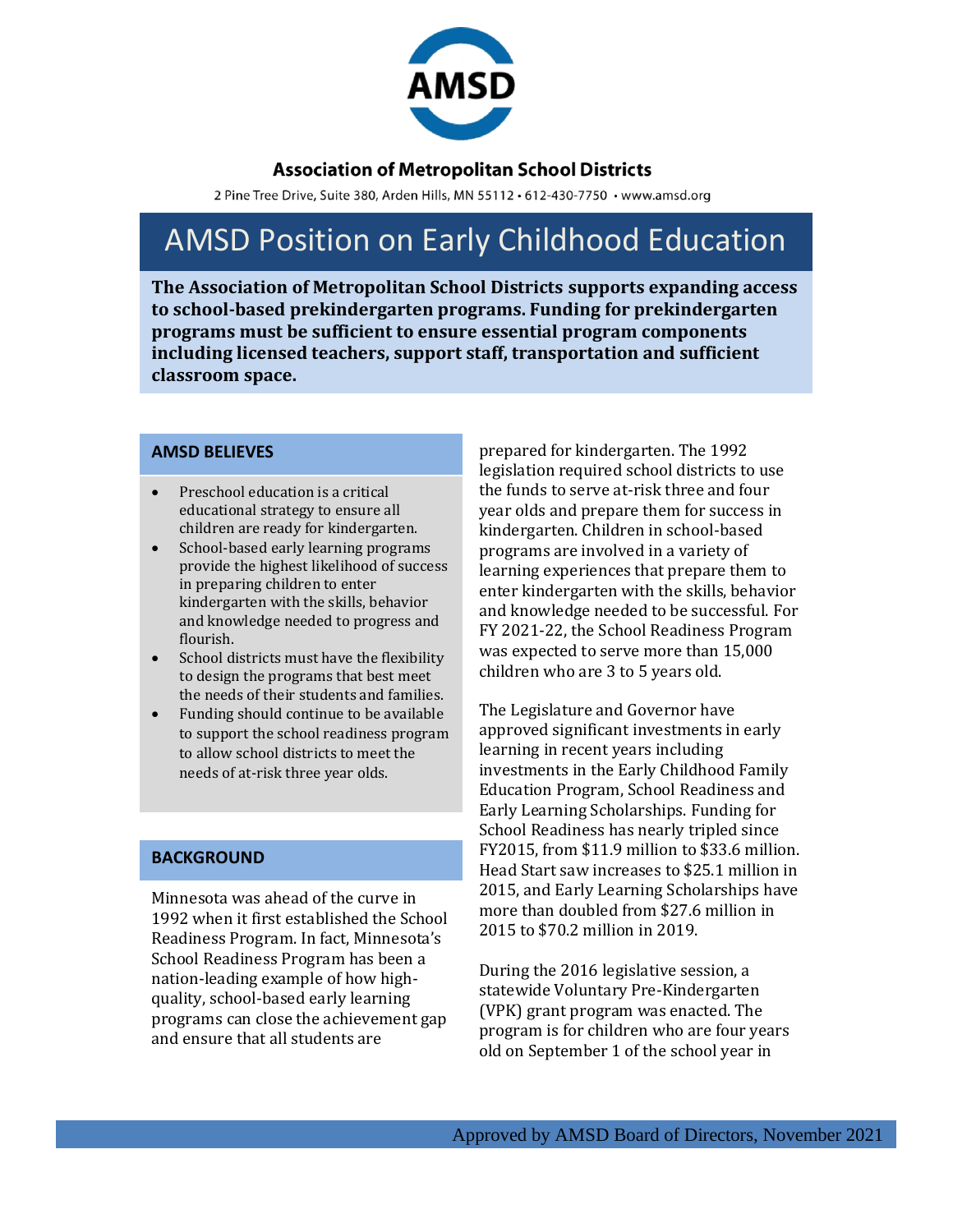**Association of Metropolitan School Districts**

2 Pine Tree Drive, Suite 380, Arden Hills, MN 55112 • 612-430-7750 • www.amsd.org

# AMSD Position on Early Childhood Education

**The Association of Metropolitan School Districts supports expanding access to school-based prekindergarten programs. Funding for prekindergarten programs must be sufficient to ensure essential program components including licensed teachers, support staff, transportation and sufficient classroom space.**

## AMSD BELIEVES

- Preschool education is a critical educational strategy to ensure all children are ready for kindergarten.
- School-based early learning programs provide the highest likelihood of success in preparing children to enter kindergarten with the skills, behavior and knowledge needed to progress and flourish.
- School districts must have the flexibility to design the programs that best meet the needs of their students and families.
- Funding should continue to be available to support the school readiness program to allow school districts to meet the needs of at-risk three year olds.

## BACKGROUND

Minnesota was ahead of the curve in 1992 when it first established the School Readiness Program. In fact, Minnesota's School Readiness Program has been a nation-leading example of how high-quality, school-based early learning programs can close the achievement gap and ensure that all students are prepared for kindergarten. The 1992 legislation required school districts to use the funds to serve at-risk three and four year olds and prepare them for success in kindergarten. Children in school-based programs are involved in a variety of learning experiences that prepare them to enter kindergarten with the skills, behavior and knowledge needed to be successful. For FY 2021-22, the School Readiness Program was expected to serve more than 15,000 children who are 3 to 5 years old.

The Legislature and Governor have approved significant investments in early learning in recent years including investments in the Early Childhood Family Education Program, School Readiness and Early Learning Scholarships. Funding for School Readiness has nearly tripled since FY2015, from $11.9 million to $33.6 million. Head Start saw increases to $25.1 million in 2015, and Early Learning Scholarships have more than doubled from $27.6 million in 2015 to $70.2 million in 2019.

During the 2016 legislative session, a statewide Voluntary Pre-Kindergarten (VPK) grant program was enacted. The program is for children who are four years old on September 1 of the school year in

Approved by AMSD Board of Directors, November 2021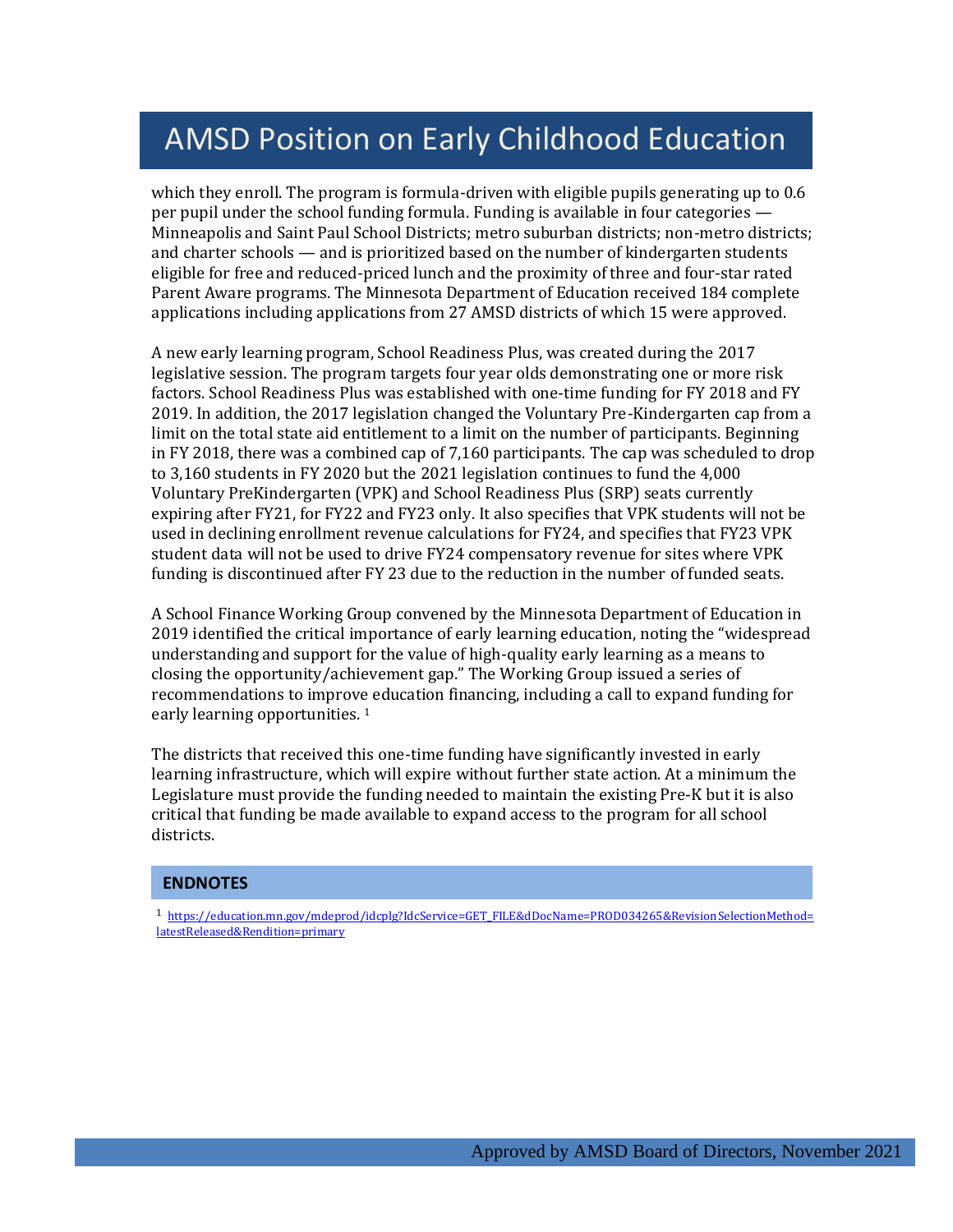# AMSD Position on Early Childhood Education

which they enroll. The program is formula-driven with eligible pupils generating up to 0.6 per pupil under the school funding formula. Funding is available in four categories — Minneapolis and Saint Paul School Districts; metro suburban districts; non-metro districts; and charter schools — and is prioritized based on the number of kindergarten students eligible for free and reduced-priced lunch and the proximity of three and four-star rated Parent Aware programs. The Minnesota Department of Education received 184 complete applications including applications from 27 AMSD districts of which 15 were approved.

A new early learning program, School Readiness Plus, was created during the 2017 legislative session. The program targets four year olds demonstrating one or more risk factors. School Readiness Plus was established with one-time funding for FY 2018 and FY 2019. In addition, the 2017 legislation changed the Voluntary Pre-Kindergarten cap from a limit on the total state aid entitlement to a limit on the number of participants. Beginning in FY 2018, there was a combined cap of 7,160 participants. The cap was scheduled to drop to 3,160 students in FY 2020 but the 2021 legislation continues to fund the 4,000 Voluntary PreKindergarten (VPK) and School Readiness Plus (SRP) seats currently expiring after FY21, for FY22 and FY23 only. It also specifies that VPK students will not be used in declining enrollment revenue calculations for FY24, and specifies that FY23 VPK student data will not be used to drive FY24 compensatory revenue for sites where VPK funding is discontinued after FY 23 due to the reduction in the number of funded seats.

A School Finance Working Group convened by the Minnesota Department of Education in 2019 identified the critical importance of early learning education, noting the "widespread understanding and support for the value of high-quality early learning as a means to closing the opportunity/achievement gap." The Working Group issued a series of recommendations to improve education financing, including a call to expand funding for early learning opportunities. [1]

The districts that received this one-time funding have significantly invested in early learning infrastructure, which will expire without further state action. At a minimum the Legislature must provide the funding needed to maintain the existing Pre-K but it is also critical that funding be made available to expand access to the program for all school districts.

## ENDNOTES

[1] https://education.mn.gov/mdeprod/idcplg?IdcService=GET_FILE&dDocName=PROD034265&RevisionSelectionMethod=latestReleased&Rendition=primary

Approved by AMSD Board of Directors, November 2021